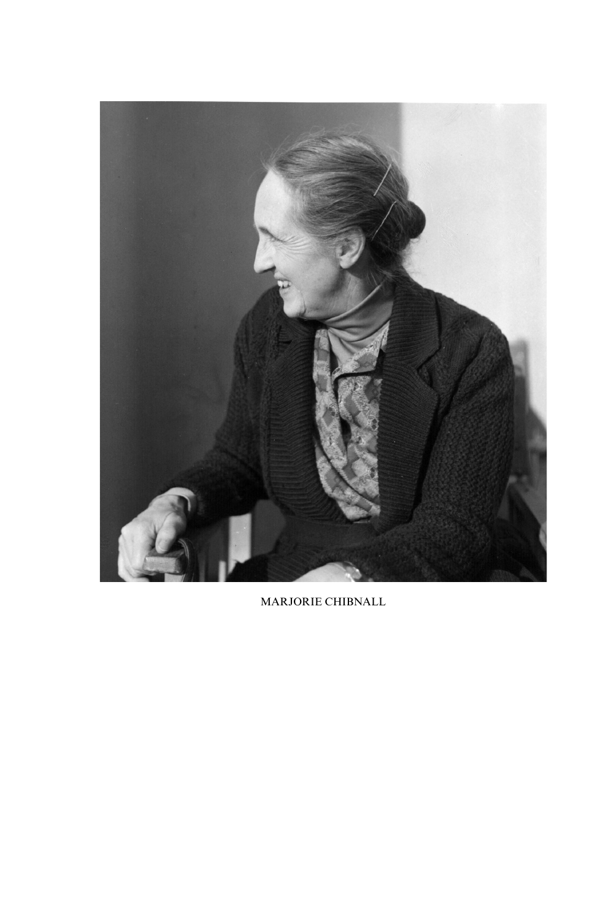MARJORIE CHIBNALL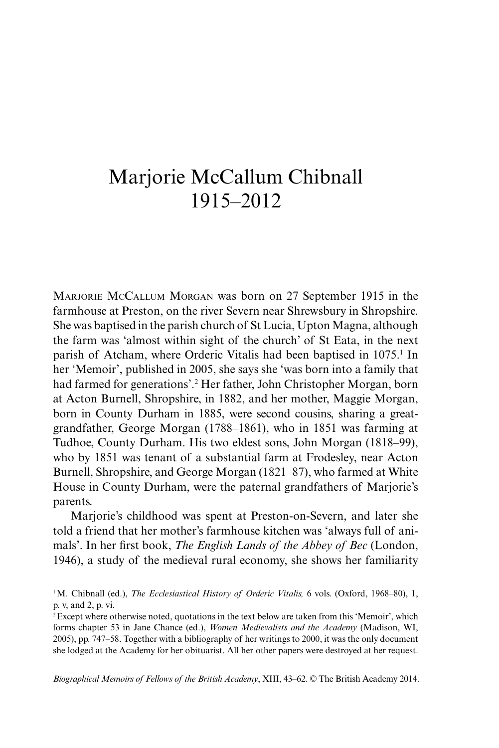# Marjorie McCallum Chibnall
# 1915–2012

MARJORIE MCCALLUM MORGAN was born on 27 September 1915 in the farmhouse at Preston, on the river Severn near Shrewsbury in Shropshire. She was baptised in the parish church of St Lucia, Upton Magna, although the farm was 'almost within sight of the church' of St Eata, in the next parish of Atcham, where Orderic Vitalis had been baptised in 1075.[1] In her 'Memoir', published in 2005, she says she 'was born into a family that had farmed for generations'.[2] Her father, John Christopher Morgan, born at Acton Burnell, Shropshire, in 1882, and her mother, Maggie Morgan, born in County Durham in 1885, were second cousins, sharing a great-grandfather, George Morgan (1788–1861), who in 1851 was farming at Tudhoe, County Durham. His two eldest sons, John Morgan (1818–99), who by 1851 was tenant of a substantial farm at Frodesley, near Acton Burnell, Shropshire, and George Morgan (1821–87), who farmed at White House in County Durham, were the paternal grandfathers of Marjorie's parents.

Marjorie's childhood was spent at Preston-on-Severn, and later she told a friend that her mother's farmhouse kitchen was 'always full of animals'. In her first book, *The English Lands of the Abbey of Bec* (London, 1946), a study of the medieval rural economy, she shows her familiarity

[1] M. Chibnall (ed.), *The Ecclesiastical History of Orderic Vitalis,* 6 vols. (Oxford, 1968–80), 1, p. v, and 2, p. vi.

[2] Except where otherwise noted, quotations in the text below are taken from this 'Memoir', which forms chapter 53 in Jane Chance (ed.), *Women Medievalists and the Academy* (Madison, WI, 2005), pp. 747–58. Together with a bibliography of her writings to 2000, it was the only document she lodged at the Academy for her obituarist. All her other papers were destroyed at her request.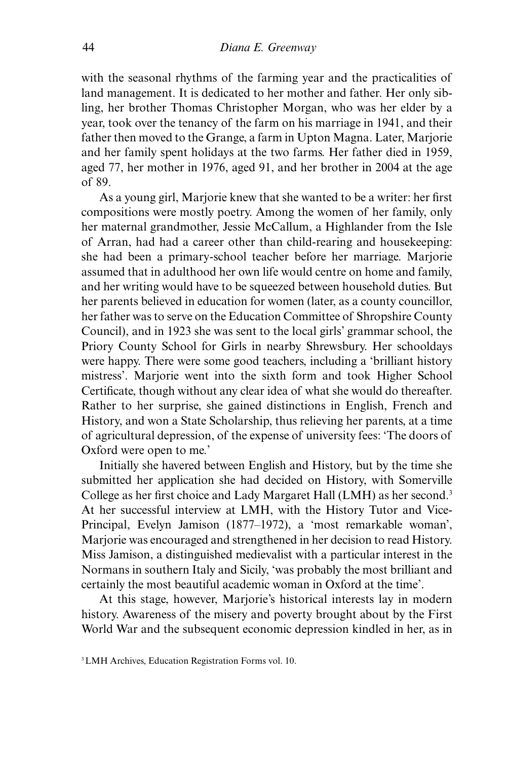with the seasonal rhythms of the farming year and the practicalities of land management. It is dedicated to her mother and father. Her only sibling, her brother Thomas Christopher Morgan, who was her elder by a year, took over the tenancy of the farm on his marriage in 1941, and their father then moved to the Grange, a farm in Upton Magna. Later, Marjorie and her family spent holidays at the two farms. Her father died in 1959, aged 77, her mother in 1976, aged 91, and her brother in 2004 at the age of 89.

As a young girl, Marjorie knew that she wanted to be a writer: her first compositions were mostly poetry. Among the women of her family, only her maternal grandmother, Jessie McCallum, a Highlander from the Isle of Arran, had had a career other than child-rearing and housekeeping: she had been a primary-school teacher before her marriage. Marjorie assumed that in adulthood her own life would centre on home and family, and her writing would have to be squeezed between household duties. But her parents believed in education for women (later, as a county councillor, her father was to serve on the Education Committee of Shropshire County Council), and in 1923 she was sent to the local girls' grammar school, the Priory County School for Girls in nearby Shrewsbury. Her schooldays were happy. There were some good teachers, including a 'brilliant history mistress'. Marjorie went into the sixth form and took Higher School Certificate, though without any clear idea of what she would do thereafter. Rather to her surprise, she gained distinctions in English, French and History, and won a State Scholarship, thus relieving her parents, at a time of agricultural depression, of the expense of university fees: 'The doors of Oxford were open to me.'

Initially she havered between English and History, but by the time she submitted her application she had decided on History, with Somerville College as her first choice and Lady Margaret Hall (LMH) as her second.[3] At her successful interview at LMH, with the History Tutor and Vice-Principal, Evelyn Jamison (1877–1972), a 'most remarkable woman', Marjorie was encouraged and strengthened in her decision to read History. Miss Jamison, a distinguished medievalist with a particular interest in the Normans in southern Italy and Sicily, 'was probably the most brilliant and certainly the most beautiful academic woman in Oxford at the time'.

At this stage, however, Marjorie's historical interests lay in modern history. Awareness of the misery and poverty brought about by the First World War and the subsequent economic depression kindled in her, as in

[3] LMH Archives, Education Registration Forms vol. 10.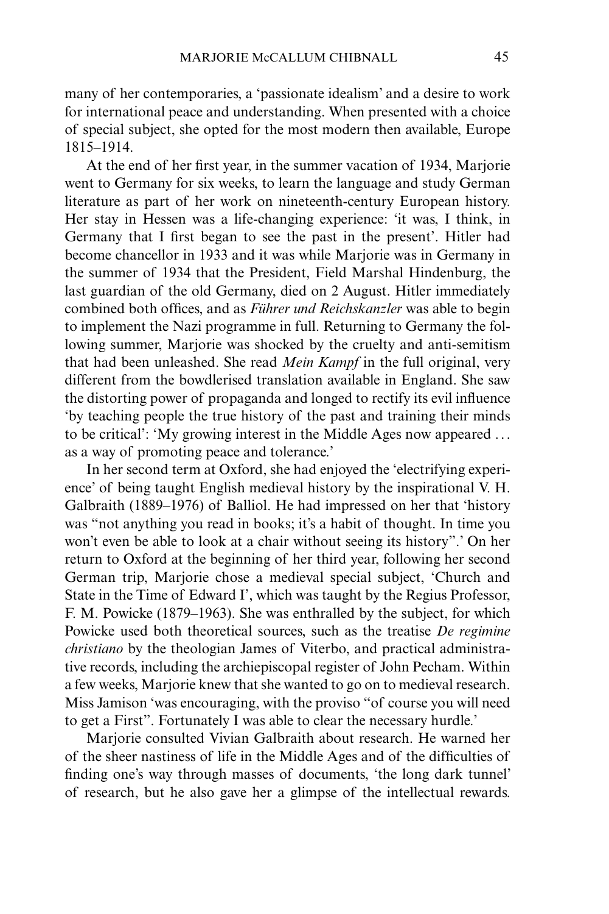many of her contemporaries, a 'passionate idealism' and a desire to work for international peace and understanding. When presented with a choice of special subject, she opted for the most modern then available, Europe 1815–1914.

At the end of her first year, in the summer vacation of 1934, Marjorie went to Germany for six weeks, to learn the language and study German literature as part of her work on nineteenth-century European history. Her stay in Hessen was a life-changing experience: 'it was, I think, in Germany that I first began to see the past in the present'. Hitler had become chancellor in 1933 and it was while Marjorie was in Germany in the summer of 1934 that the President, Field Marshal Hindenburg, the last guardian of the old Germany, died on 2 August. Hitler immediately combined both offices, and as *Führer und Reichskanzler* was able to begin to implement the Nazi programme in full. Returning to Germany the following summer, Marjorie was shocked by the cruelty and anti-semitism that had been unleashed. She read *Mein Kampf* in the full original, very different from the bowdlerised translation available in England. She saw the distorting power of propaganda and longed to rectify its evil influence 'by teaching people the true history of the past and training their minds to be critical': 'My growing interest in the Middle Ages now appeared . . . as a way of promoting peace and tolerance.'

In her second term at Oxford, she had enjoyed the 'electrifying experience' of being taught English medieval history by the inspirational V. H. Galbraith (1889–1976) of Balliol. He had impressed on her that 'history was "not anything you read in books; it's a habit of thought. In time you won't even be able to look at a chair without seeing its history".' On her return to Oxford at the beginning of her third year, following her second German trip, Marjorie chose a medieval special subject, 'Church and State in the Time of Edward I', which was taught by the Regius Professor, F. M. Powicke (1879–1963). She was enthralled by the subject, for which Powicke used both theoretical sources, such as the treatise *De regimine christiano* by the theologian James of Viterbo, and practical administrative records, including the archiepiscopal register of John Pecham. Within a few weeks, Marjorie knew that she wanted to go on to medieval research. Miss Jamison 'was encouraging, with the proviso "of course you will need to get a First". Fortunately I was able to clear the necessary hurdle.'

Marjorie consulted Vivian Galbraith about research. He warned her of the sheer nastiness of life in the Middle Ages and of the difficulties of finding one's way through masses of documents, 'the long dark tunnel' of research, but he also gave her a glimpse of the intellectual rewards.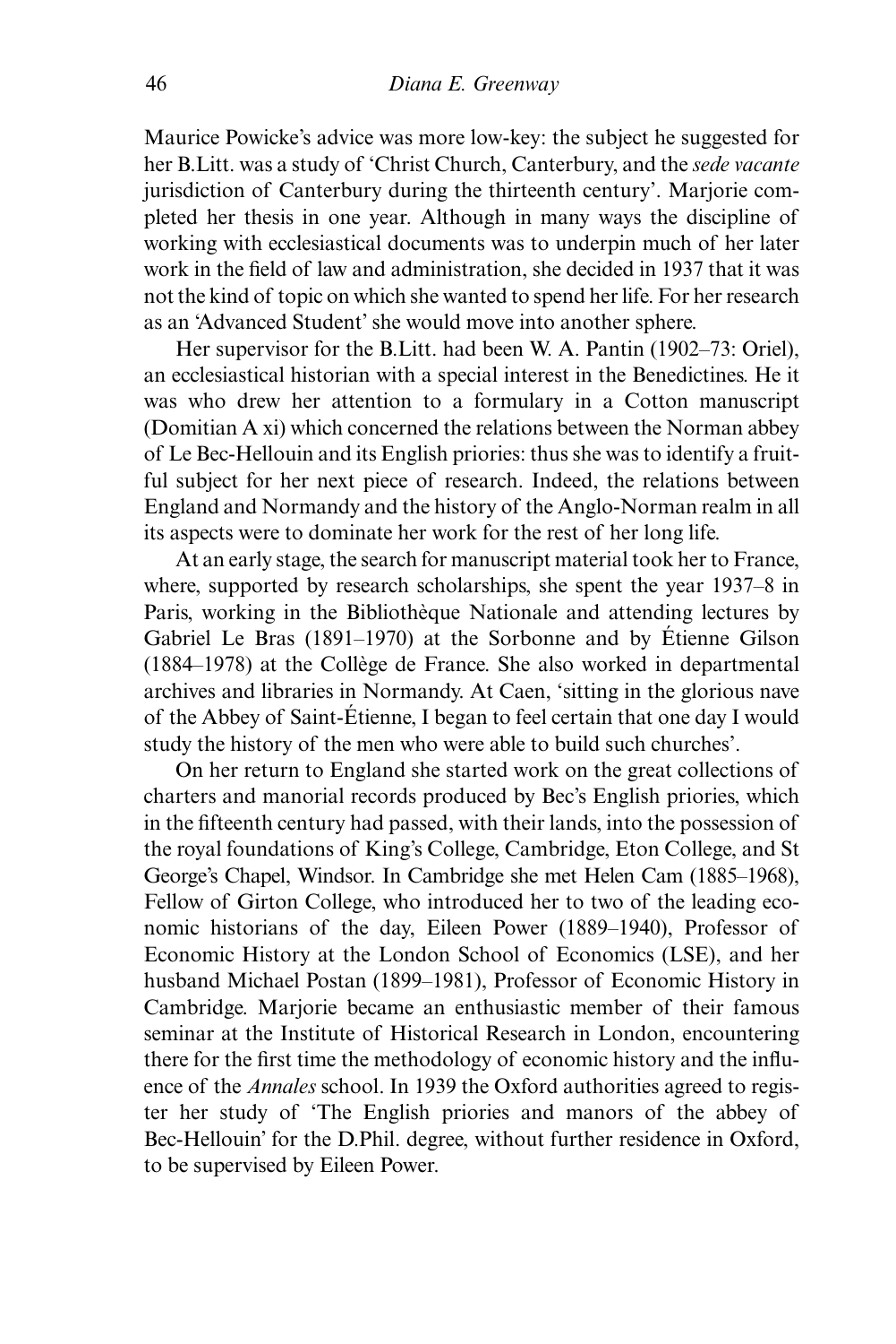Maurice Powicke's advice was more low-key: the subject he suggested for her B.Litt. was a study of 'Christ Church, Canterbury, and the *sede vacante* jurisdiction of Canterbury during the thirteenth century'. Marjorie completed her thesis in one year. Although in many ways the discipline of working with ecclesiastical documents was to underpin much of her later work in the field of law and administration, she decided in 1937 that it was not the kind of topic on which she wanted to spend her life. For her research as an 'Advanced Student' she would move into another sphere.

Her supervisor for the B.Litt. had been W. A. Pantin (1902–73: Oriel), an ecclesiastical historian with a special interest in the Benedictines. He it was who drew her attention to a formulary in a Cotton manuscript (Domitian A xi) which concerned the relations between the Norman abbey of Le Bec-Hellouin and its English priories: thus she was to identify a fruitful subject for her next piece of research. Indeed, the relations between England and Normandy and the history of the Anglo-Norman realm in all its aspects were to dominate her work for the rest of her long life.

At an early stage, the search for manuscript material took her to France, where, supported by research scholarships, she spent the year 1937–8 in Paris, working in the Bibliothèque Nationale and attending lectures by Gabriel Le Bras (1891–1970) at the Sorbonne and by Étienne Gilson (1884–1978) at the Collège de France. She also worked in departmental archives and libraries in Normandy. At Caen, 'sitting in the glorious nave of the Abbey of Saint-Étienne, I began to feel certain that one day I would study the history of the men who were able to build such churches'.

On her return to England she started work on the great collections of charters and manorial records produced by Bec's English priories, which in the fifteenth century had passed, with their lands, into the possession of the royal foundations of King's College, Cambridge, Eton College, and St George's Chapel, Windsor. In Cambridge she met Helen Cam (1885–1968), Fellow of Girton College, who introduced her to two of the leading economic historians of the day, Eileen Power (1889–1940), Professor of Economic History at the London School of Economics (LSE), and her husband Michael Postan (1899–1981), Professor of Economic History in Cambridge. Marjorie became an enthusiastic member of their famous seminar at the Institute of Historical Research in London, encountering there for the first time the methodology of economic history and the influence of the *Annales* school. In 1939 the Oxford authorities agreed to register her study of 'The English priories and manors of the abbey of Bec-Hellouin' for the D.Phil. degree, without further residence in Oxford, to be supervised by Eileen Power.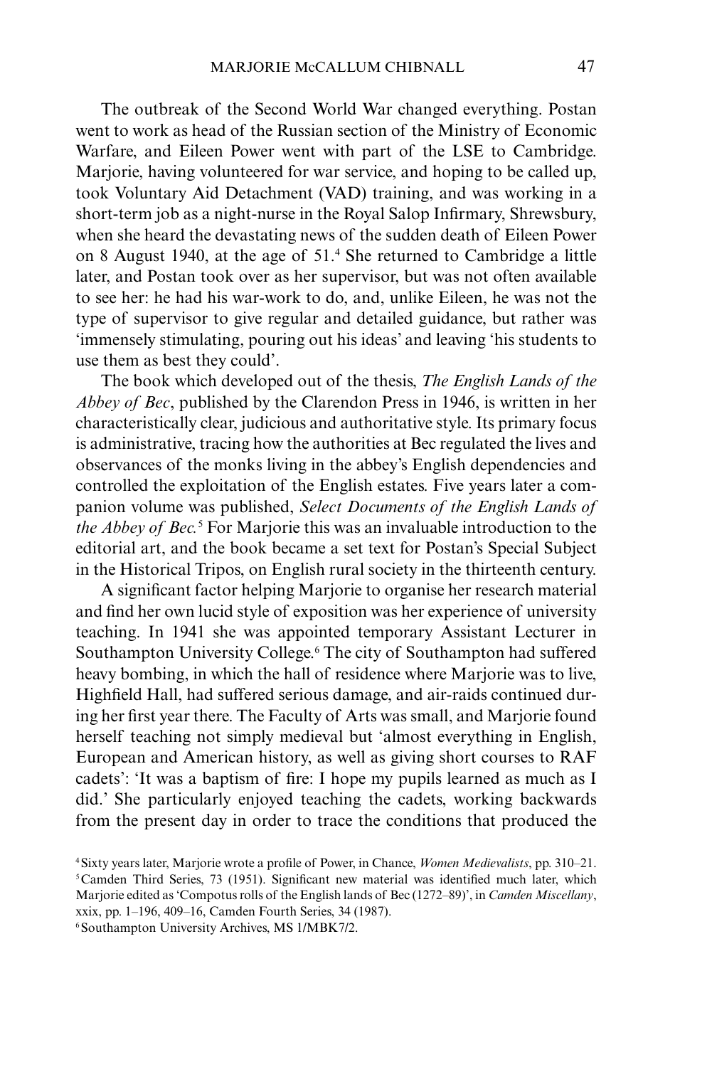The outbreak of the Second World War changed everything. Postan went to work as head of the Russian section of the Ministry of Economic Warfare, and Eileen Power went with part of the LSE to Cambridge. Marjorie, having volunteered for war service, and hoping to be called up, took Voluntary Aid Detachment (VAD) training, and was working in a short-term job as a night-nurse in the Royal Salop Infirmary, Shrewsbury, when she heard the devastating news of the sudden death of Eileen Power on 8 August 1940, at the age of 51.[4] She returned to Cambridge a little later, and Postan took over as her supervisor, but was not often available to see her: he had his war-work to do, and, unlike Eileen, he was not the type of supervisor to give regular and detailed guidance, but rather was 'immensely stimulating, pouring out his ideas' and leaving 'his students to use them as best they could'.

The book which developed out of the thesis, *The English Lands of the Abbey of Bec*, published by the Clarendon Press in 1946, is written in her characteristically clear, judicious and authoritative style. Its primary focus is administrative, tracing how the authorities at Bec regulated the lives and observances of the monks living in the abbey's English dependencies and controlled the exploitation of the English estates. Five years later a companion volume was published, *Select Documents of the English Lands of the Abbey of Bec.*[5] For Marjorie this was an invaluable introduction to the editorial art, and the book became a set text for Postan's Special Subject in the Historical Tripos, on English rural society in the thirteenth century.

A significant factor helping Marjorie to organise her research material and find her own lucid style of exposition was her experience of university teaching. In 1941 she was appointed temporary Assistant Lecturer in Southampton University College.[6] The city of Southampton had suffered heavy bombing, in which the hall of residence where Marjorie was to live, Highfield Hall, had suffered serious damage, and air-raids continued during her first year there. The Faculty of Arts was small, and Marjorie found herself teaching not simply medieval but 'almost everything in English, European and American history, as well as giving short courses to RAF cadets': 'It was a baptism of fire: I hope my pupils learned as much as I did.' She particularly enjoyed teaching the cadets, working backwards from the present day in order to trace the conditions that produced the

[4] Sixty years later, Marjorie wrote a profile of Power, in Chance, *Women Medievalists*, pp. 310–21.

[5] Camden Third Series, 73 (1951). Significant new material was identified much later, which Marjorie edited as 'Compotus rolls of the English lands of Bec (1272–89)', in *Camden Miscellany*, xxix, pp. 1–196, 409–16, Camden Fourth Series, 34 (1987).

[6] Southampton University Archives, MS 1/MBK7/2.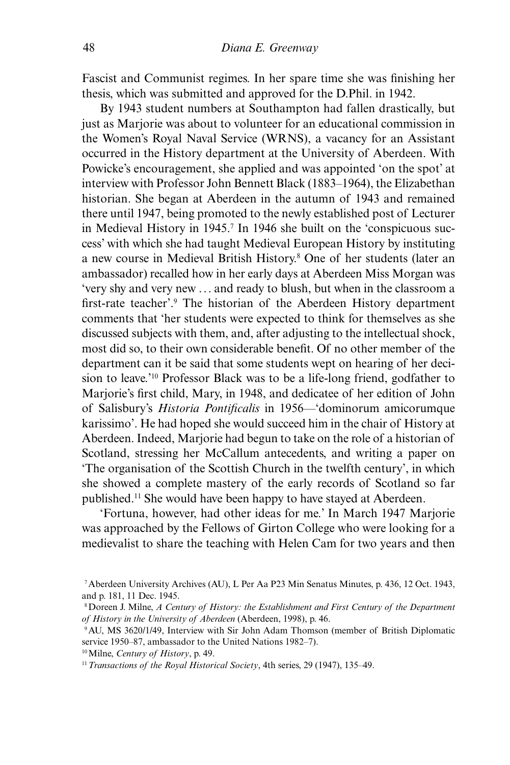Fascist and Communist regimes. In her spare time she was finishing her thesis, which was submitted and approved for the D.Phil. in 1942.

By 1943 student numbers at Southampton had fallen drastically, but just as Marjorie was about to volunteer for an educational commission in the Women's Royal Naval Service (WRNS), a vacancy for an Assistant occurred in the History department at the University of Aberdeen. With Powicke's encouragement, she applied and was appointed 'on the spot' at interview with Professor John Bennett Black (1883–1964), the Elizabethan historian. She began at Aberdeen in the autumn of 1943 and remained there until 1947, being promoted to the newly established post of Lecturer in Medieval History in 1945.[7] In 1946 she built on the 'conspicuous success' with which she had taught Medieval European History by instituting a new course in Medieval British History.[8] One of her students (later an ambassador) recalled how in her early days at Aberdeen Miss Morgan was 'very shy and very new ... and ready to blush, but when in the classroom a first-rate teacher'.[9] The historian of the Aberdeen History department comments that 'her students were expected to think for themselves as she discussed subjects with them, and, after adjusting to the intellectual shock, most did so, to their own considerable benefit. Of no other member of the department can it be said that some students wept on hearing of her decision to leave.'[10] Professor Black was to be a life-long friend, godfather to Marjorie's first child, Mary, in 1948, and dedicatee of her edition of John of Salisbury's *Historia Pontificalis* in 1956—'dominorum amicorumque karissimo'. He had hoped she would succeed him in the chair of History at Aberdeen. Indeed, Marjorie had begun to take on the role of a historian of Scotland, stressing her McCallum antecedents, and writing a paper on 'The organisation of the Scottish Church in the twelfth century', in which she showed a complete mastery of the early records of Scotland so far published.[11] She would have been happy to have stayed at Aberdeen.

'Fortuna, however, had other ideas for me.' In March 1947 Marjorie was approached by the Fellows of Girton College who were looking for a medievalist to share the teaching with Helen Cam for two years and then

[7] Aberdeen University Archives (AU), L Per Aa P23 Min Senatus Minutes, p. 436, 12 Oct. 1943, and p. 181, 11 Dec. 1945.

[8] Doreen J. Milne, *A Century of History: the Establishment and First Century of the Department of History in the University of Aberdeen* (Aberdeen, 1998), p. 46.

[9] AU, MS 3620/1/49, Interview with Sir John Adam Thomson (member of British Diplomatic service 1950–87, ambassador to the United Nations 1982–7).

[10] Milne, *Century of History*, p. 49.

[11] *Transactions of the Royal Historical Society*, 4th series, 29 (1947), 135–49.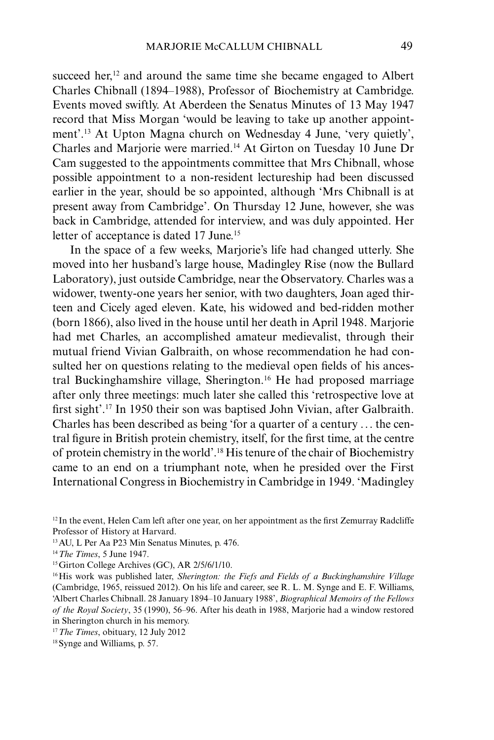succeed her,[12] and around the same time she became engaged to Albert Charles Chibnall (1894–1988), Professor of Biochemistry at Cambridge. Events moved swiftly. At Aberdeen the Senatus Minutes of 13 May 1947 record that Miss Morgan 'would be leaving to take up another appointment'.[13] At Upton Magna church on Wednesday 4 June, 'very quietly', Charles and Marjorie were married.[14] At Girton on Tuesday 10 June Dr Cam suggested to the appointments committee that Mrs Chibnall, whose possible appointment to a non-resident lectureship had been discussed earlier in the year, should be so appointed, although 'Mrs Chibnall is at present away from Cambridge'. On Thursday 12 June, however, she was back in Cambridge, attended for interview, and was duly appointed. Her letter of acceptance is dated 17 June.[15]

In the space of a few weeks, Marjorie's life had changed utterly. She moved into her husband's large house, Madingley Rise (now the Bullard Laboratory), just outside Cambridge, near the Observatory. Charles was a widower, twenty-one years her senior, with two daughters, Joan aged thirteen and Cicely aged eleven. Kate, his widowed and bed-ridden mother (born 1866), also lived in the house until her death in April 1948. Marjorie had met Charles, an accomplished amateur medievalist, through their mutual friend Vivian Galbraith, on whose recommendation he had consulted her on questions relating to the medieval open fields of his ancestral Buckinghamshire village, Sherington.[16] He had proposed marriage after only three meetings: much later she called this 'retrospective love at first sight'.[17] In 1950 their son was baptised John Vivian, after Galbraith. Charles has been described as being 'for a quarter of a century … the central figure in British protein chemistry, itself, for the first time, at the centre of protein chemistry in the world'.[18] His tenure of the chair of Biochemistry came to an end on a triumphant note, when he presided over the First International Congress in Biochemistry in Cambridge in 1949. 'Madingley

---

[12] In the event, Helen Cam left after one year, on her appointment as the first Zemurray Radcliffe Professor of History at Harvard.

[13] AU, L Per Aa P23 Min Senatus Minutes, p. 476.

[14] *The Times*, 5 June 1947.

[15] Girton College Archives (GC), AR 2/5/6/1/10.

[16] His work was published later, *Sherington: the Fiefs and Fields of a Buckinghamshire Village* (Cambridge, 1965, reissued 2012). On his life and career, see R. L. M. Synge and E. F. Williams, 'Albert Charles Chibnall. 28 January 1894–10 January 1988', *Biographical Memoirs of the Fellows of the Royal Society*, 35 (1990), 56–96. After his death in 1988, Marjorie had a window restored in Sherington church in his memory.

[17] *The Times*, obituary, 12 July 2012

[18] Synge and Williams, p. 57.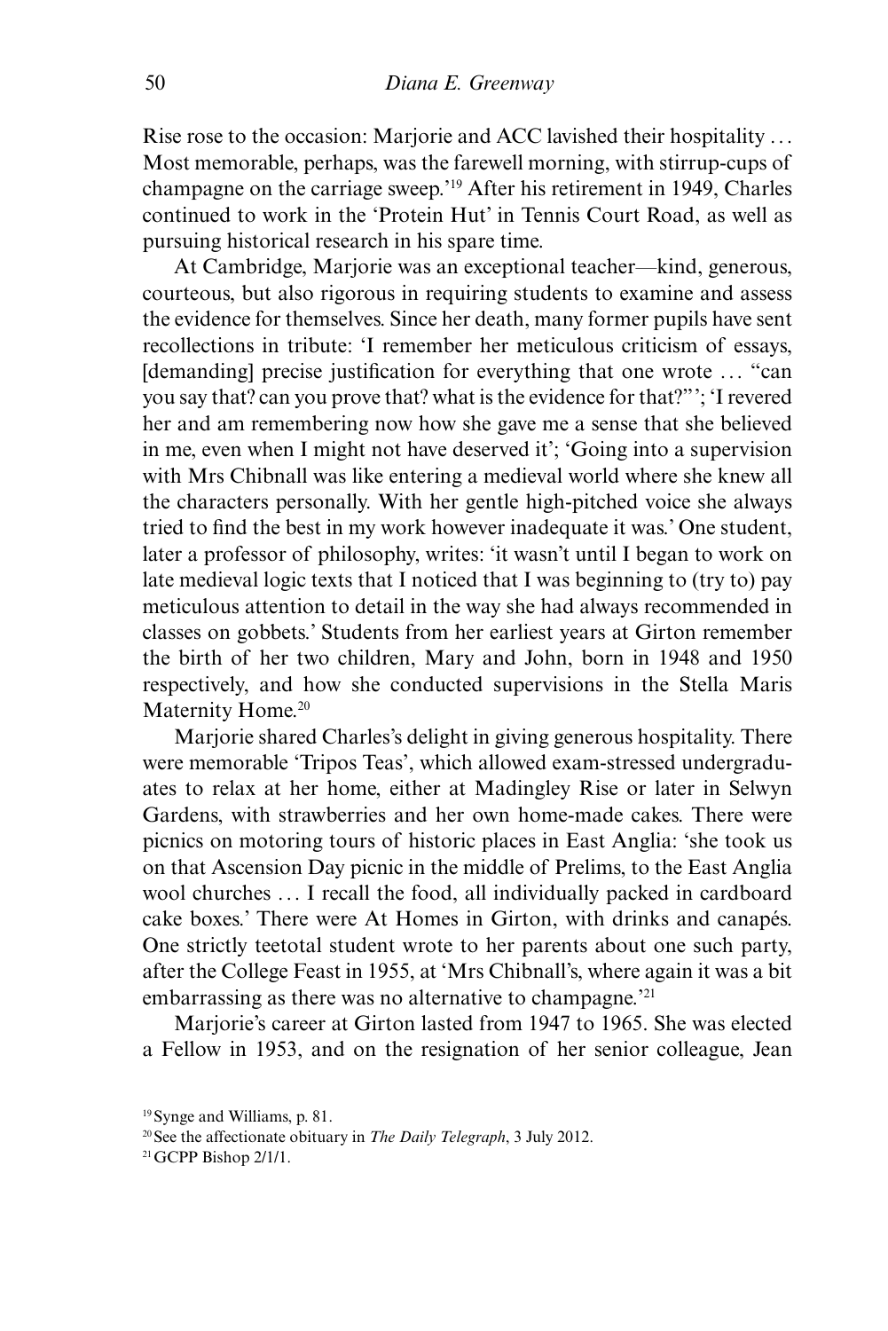Rise rose to the occasion: Marjorie and ACC lavished their hospitality … Most memorable, perhaps, was the farewell morning, with stirrup-cups of champagne on the carriage sweep.'[19] After his retirement in 1949, Charles continued to work in the 'Protein Hut' in Tennis Court Road, as well as pursuing historical research in his spare time.

At Cambridge, Marjorie was an exceptional teacher—kind, generous, courteous, but also rigorous in requiring students to examine and assess the evidence for themselves. Since her death, many former pupils have sent recollections in tribute: 'I remember her meticulous criticism of essays, [demanding] precise justification for everything that one wrote … "can you say that? can you prove that? what is the evidence for that?"'; 'I revered her and am remembering now how she gave me a sense that she believed in me, even when I might not have deserved it'; 'Going into a supervision with Mrs Chibnall was like entering a medieval world where she knew all the characters personally. With her gentle high-pitched voice she always tried to find the best in my work however inadequate it was.' One student, later a professor of philosophy, writes: 'it wasn't until I began to work on late medieval logic texts that I noticed that I was beginning to (try to) pay meticulous attention to detail in the way she had always recommended in classes on gobbets.' Students from her earliest years at Girton remember the birth of her two children, Mary and John, born in 1948 and 1950 respectively, and how she conducted supervisions in the Stella Maris Maternity Home.[20]

Marjorie shared Charles's delight in giving generous hospitality. There were memorable 'Tripos Teas', which allowed exam-stressed undergraduates to relax at her home, either at Madingley Rise or later in Selwyn Gardens, with strawberries and her own home-made cakes. There were picnics on motoring tours of historic places in East Anglia: 'she took us on that Ascension Day picnic in the middle of Prelims, to the East Anglia wool churches … I recall the food, all individually packed in cardboard cake boxes.' There were At Homes in Girton, with drinks and canapés. One strictly teetotal student wrote to her parents about one such party, after the College Feast in 1955, at 'Mrs Chibnall's, where again it was a bit embarrassing as there was no alternative to champagne.'[21]

Marjorie's career at Girton lasted from 1947 to 1965. She was elected a Fellow in 1953, and on the resignation of her senior colleague, Jean

[19] Synge and Williams, p. 81.

[20] See the affectionate obituary in *The Daily Telegraph*, 3 July 2012.

[21] GCPP Bishop 2/1/1.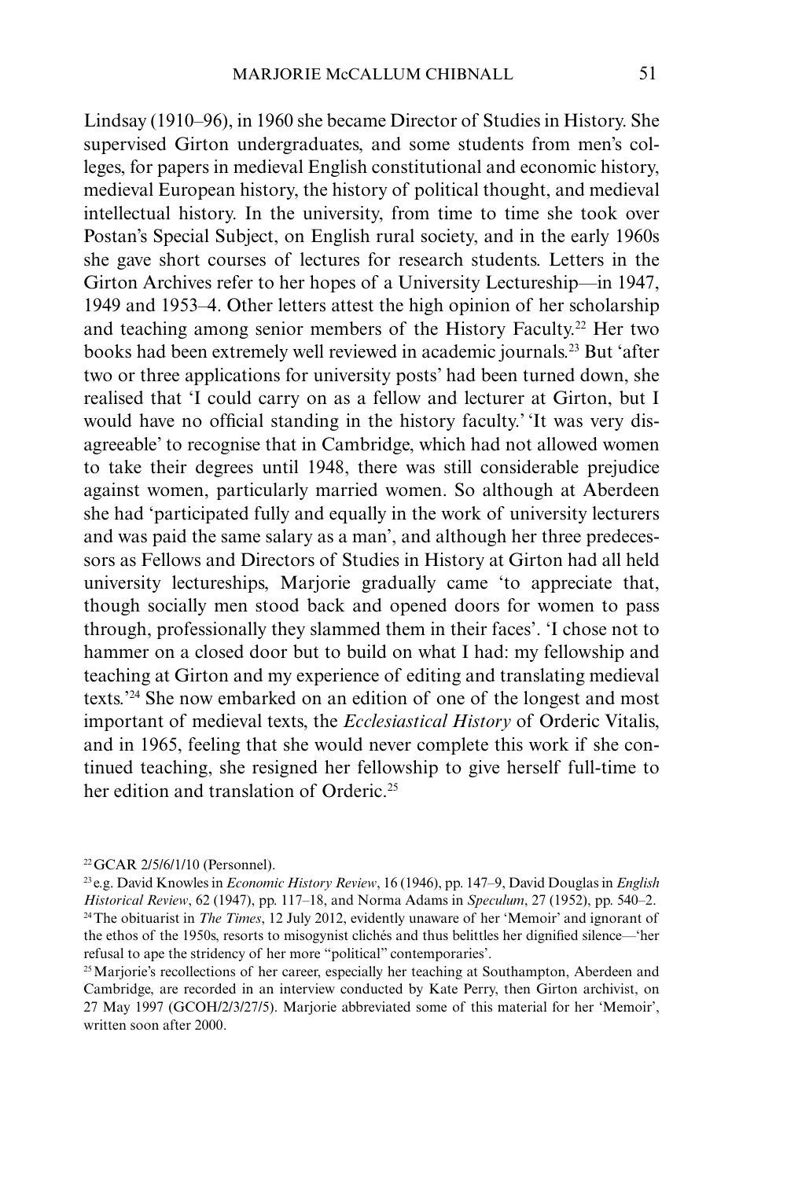Lindsay (1910–96), in 1960 she became Director of Studies in History. She supervised Girton undergraduates, and some students from men's colleges, for papers in medieval English constitutional and economic history, medieval European history, the history of political thought, and medieval intellectual history. In the university, from time to time she took over Postan's Special Subject, on English rural society, and in the early 1960s she gave short courses of lectures for research students. Letters in the Girton Archives refer to her hopes of a University Lectureship—in 1947, 1949 and 1953–4. Other letters attest the high opinion of her scholarship and teaching among senior members of the History Faculty.[22] Her two books had been extremely well reviewed in academic journals.[23] But 'after two or three applications for university posts' had been turned down, she realised that 'I could carry on as a fellow and lecturer at Girton, but I would have no official standing in the history faculty.' 'It was very disagreeable' to recognise that in Cambridge, which had not allowed women to take their degrees until 1948, there was still considerable prejudice against women, particularly married women. So although at Aberdeen she had 'participated fully and equally in the work of university lecturers and was paid the same salary as a man', and although her three predecessors as Fellows and Directors of Studies in History at Girton had all held university lectureships, Marjorie gradually came 'to appreciate that, though socially men stood back and opened doors for women to pass through, professionally they slammed them in their faces'. 'I chose not to hammer on a closed door but to build on what I had: my fellowship and teaching at Girton and my experience of editing and translating medieval texts.'[24] She now embarked on an edition of one of the longest and most important of medieval texts, the *Ecclesiastical History* of Orderic Vitalis, and in 1965, feeling that she would never complete this work if she continued teaching, she resigned her fellowship to give herself full-time to her edition and translation of Orderic.[25]

[22] GCAR 2/5/6/1/10 (Personnel).

[23] e.g. David Knowles in *Economic History Review*, 16 (1946), pp. 147–9, David Douglas in *English Historical Review*, 62 (1947), pp. 117–18, and Norma Adams in *Speculum*, 27 (1952), pp. 540–2.

[24] The obituarist in *The Times*, 12 July 2012, evidently unaware of her 'Memoir' and ignorant of the ethos of the 1950s, resorts to misogynist clichés and thus belittles her dignified silence—'her refusal to ape the stridency of her more "political" contemporaries'.

[25] Marjorie's recollections of her career, especially her teaching at Southampton, Aberdeen and Cambridge, are recorded in an interview conducted by Kate Perry, then Girton archivist, on 27 May 1997 (GCOH/2/3/27/5). Marjorie abbreviated some of this material for her 'Memoir', written soon after 2000.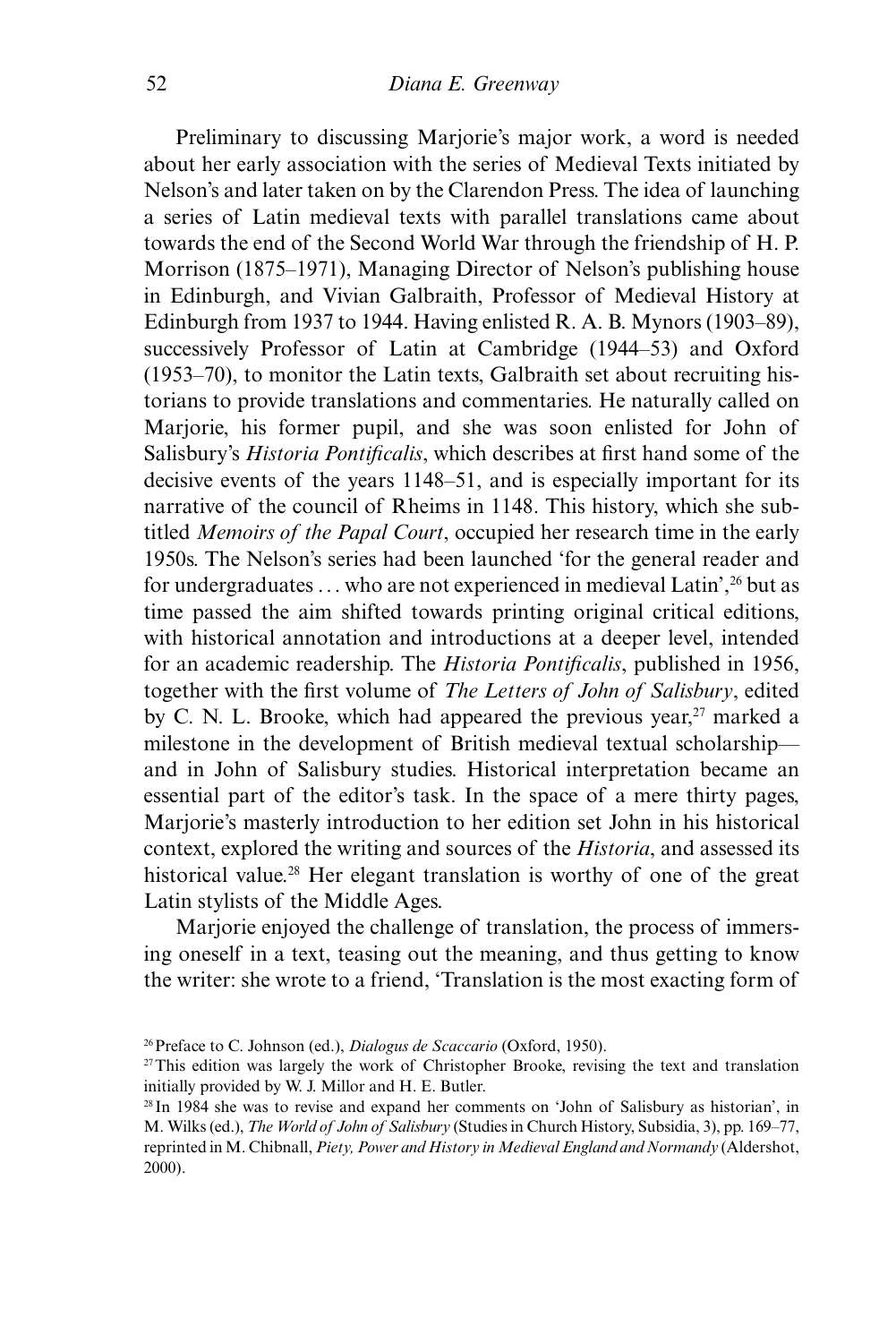Preliminary to discussing Marjorie's major work, a word is needed about her early association with the series of Medieval Texts initiated by Nelson's and later taken on by the Clarendon Press. The idea of launching a series of Latin medieval texts with parallel translations came about towards the end of the Second World War through the friendship of H. P. Morrison (1875–1971), Managing Director of Nelson's publishing house in Edinburgh, and Vivian Galbraith, Professor of Medieval History at Edinburgh from 1937 to 1944. Having enlisted R. A. B. Mynors (1903–89), successively Professor of Latin at Cambridge (1944–53) and Oxford (1953–70), to monitor the Latin texts, Galbraith set about recruiting historians to provide translations and commentaries. He naturally called on Marjorie, his former pupil, and she was soon enlisted for John of Salisbury's *Historia Pontificalis*, which describes at first hand some of the decisive events of the years 1148–51, and is especially important for its narrative of the council of Rheims in 1148. This history, which she subtitled *Memoirs of the Papal Court*, occupied her research time in the early 1950s. The Nelson's series had been launched 'for the general reader and for undergraduates ... who are not experienced in medieval Latin',[26] but as time passed the aim shifted towards printing original critical editions, with historical annotation and introductions at a deeper level, intended for an academic readership. The *Historia Pontificalis*, published in 1956, together with the first volume of *The Letters of John of Salisbury*, edited by C. N. L. Brooke, which had appeared the previous year,[27] marked a milestone in the development of British medieval textual scholarship—and in John of Salisbury studies. Historical interpretation became an essential part of the editor's task. In the space of a mere thirty pages, Marjorie's masterly introduction to her edition set John in his historical context, explored the writing and sources of the *Historia*, and assessed its historical value.[28] Her elegant translation is worthy of one of the great Latin stylists of the Middle Ages.

Marjorie enjoyed the challenge of translation, the process of immersing oneself in a text, teasing out the meaning, and thus getting to know the writer: she wrote to a friend, 'Translation is the most exacting form of

[26] Preface to C. Johnson (ed.), *Dialogus de Scaccario* (Oxford, 1950).

[27] This edition was largely the work of Christopher Brooke, revising the text and translation initially provided by W. J. Millor and H. E. Butler.

[28] In 1984 she was to revise and expand her comments on 'John of Salisbury as historian', in M. Wilks (ed.), *The World of John of Salisbury* (Studies in Church History, Subsidia, 3), pp. 169–77, reprinted in M. Chibnall, *Piety, Power and History in Medieval England and Normandy* (Aldershot, 2000).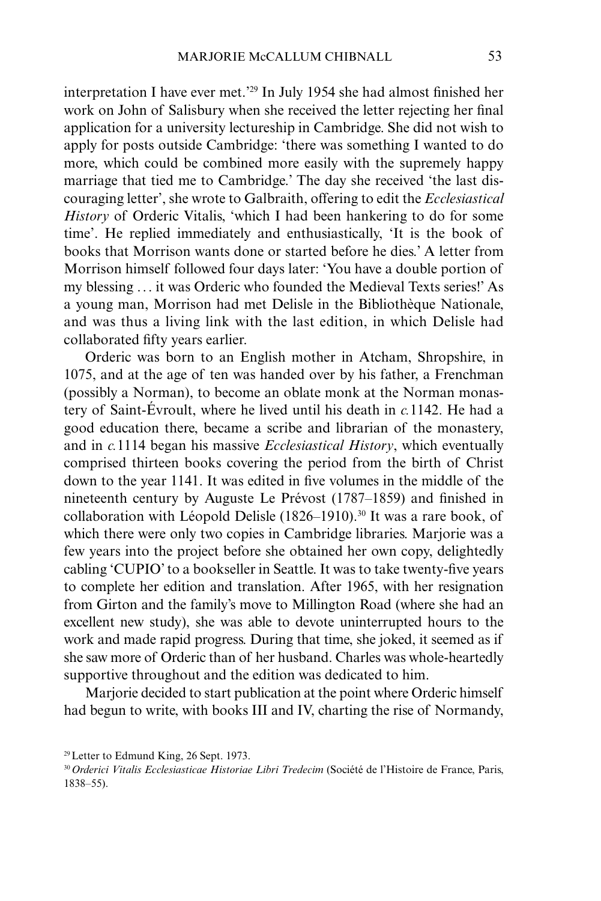interpretation I have ever met.'[29] In July 1954 she had almost finished her work on John of Salisbury when she received the letter rejecting her final application for a university lectureship in Cambridge. She did not wish to apply for posts outside Cambridge: 'there was something I wanted to do more, which could be combined more easily with the supremely happy marriage that tied me to Cambridge.' The day she received 'the last discouraging letter', she wrote to Galbraith, offering to edit the *Ecclesiastical History* of Orderic Vitalis, 'which I had been hankering to do for some time'. He replied immediately and enthusiastically, 'It is the book of books that Morrison wants done or started before he dies.' A letter from Morrison himself followed four days later: 'You have a double portion of my blessing … it was Orderic who founded the Medieval Texts series!' As a young man, Morrison had met Delisle in the Bibliothèque Nationale, and was thus a living link with the last edition, in which Delisle had collaborated fifty years earlier.

Orderic was born to an English mother in Atcham, Shropshire, in 1075, and at the age of ten was handed over by his father, a Frenchman (possibly a Norman), to become an oblate monk at the Norman monastery of Saint-Évroult, where he lived until his death in *c.*1142. He had a good education there, became a scribe and librarian of the monastery, and in *c.*1114 began his massive *Ecclesiastical History*, which eventually comprised thirteen books covering the period from the birth of Christ down to the year 1141. It was edited in five volumes in the middle of the nineteenth century by Auguste Le Prévost (1787–1859) and finished in collaboration with Léopold Delisle (1826–1910).[30] It was a rare book, of which there were only two copies in Cambridge libraries. Marjorie was a few years into the project before she obtained her own copy, delightedly cabling 'CUPIO' to a bookseller in Seattle. It was to take twenty-five years to complete her edition and translation. After 1965, with her resignation from Girton and the family's move to Millington Road (where she had an excellent new study), she was able to devote uninterrupted hours to the work and made rapid progress. During that time, she joked, it seemed as if she saw more of Orderic than of her husband. Charles was whole-heartedly supportive throughout and the edition was dedicated to him.

Marjorie decided to start publication at the point where Orderic himself had begun to write, with books III and IV, charting the rise of Normandy,

[29] Letter to Edmund King, 26 Sept. 1973.

[30] *Orderici Vitalis Ecclesiasticae Historiae Libri Tredecim* (Société de l'Histoire de France, Paris, 1838–55).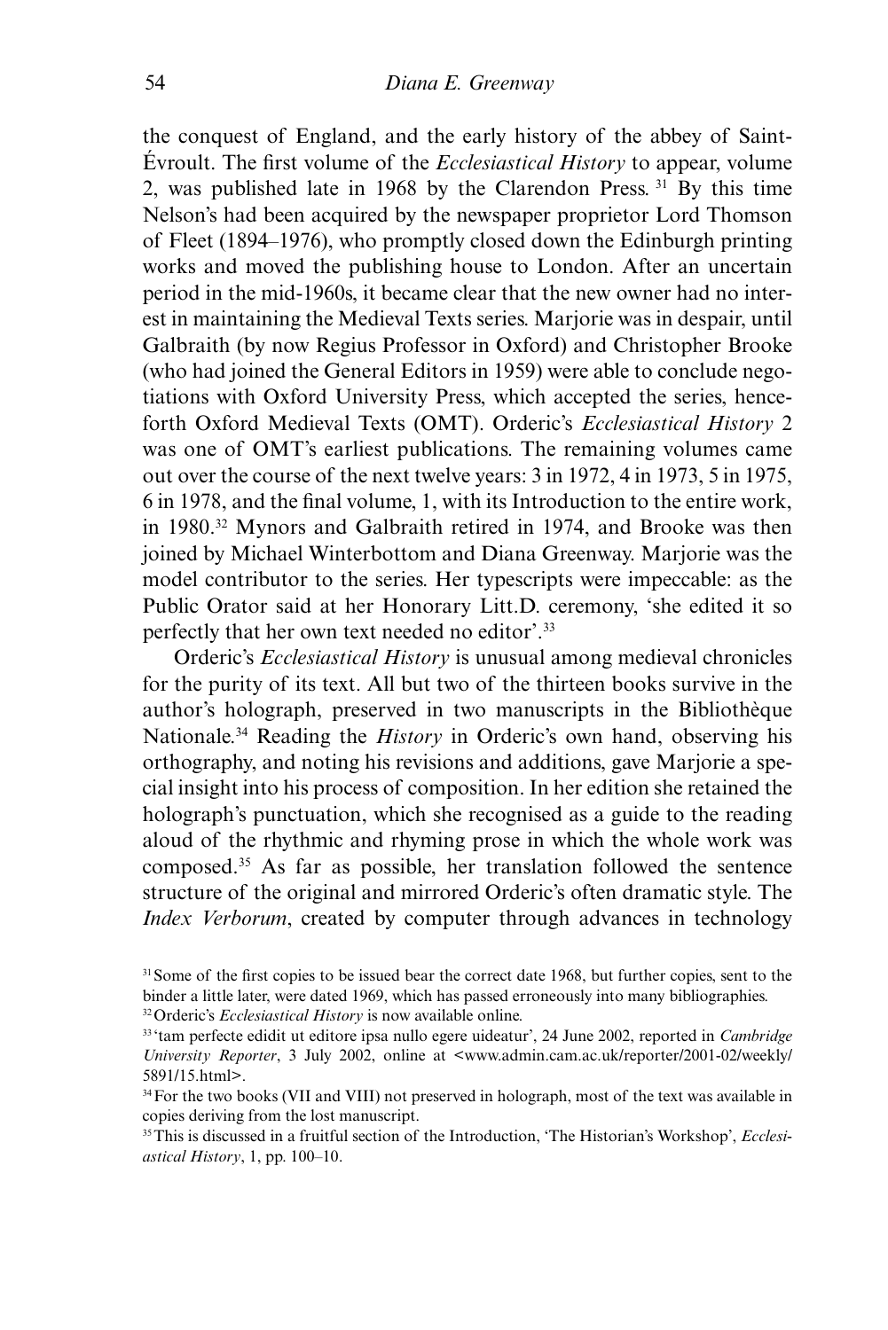the conquest of England, and the early history of the abbey of Saint-Évroult. The first volume of the *Ecclesiastical History* to appear, volume 2, was published late in 1968 by the Clarendon Press.[31] By this time Nelson's had been acquired by the newspaper proprietor Lord Thomson of Fleet (1894–1976), who promptly closed down the Edinburgh printing works and moved the publishing house to London. After an uncertain period in the mid-1960s, it became clear that the new owner had no interest in maintaining the Medieval Texts series. Marjorie was in despair, until Galbraith (by now Regius Professor in Oxford) and Christopher Brooke (who had joined the General Editors in 1959) were able to conclude negotiations with Oxford University Press, which accepted the series, henceforth Oxford Medieval Texts (OMT). Orderic's *Ecclesiastical History* 2 was one of OMT's earliest publications. The remaining volumes came out over the course of the next twelve years: 3 in 1972, 4 in 1973, 5 in 1975, 6 in 1978, and the final volume, 1, with its Introduction to the entire work, in 1980.[32] Mynors and Galbraith retired in 1974, and Brooke was then joined by Michael Winterbottom and Diana Greenway. Marjorie was the model contributor to the series. Her typescripts were impeccable: as the Public Orator said at her Honorary Litt.D. ceremony, 'she edited it so perfectly that her own text needed no editor'.[33]

Orderic's *Ecclesiastical History* is unusual among medieval chronicles for the purity of its text. All but two of the thirteen books survive in the author's holograph, preserved in two manuscripts in the Bibliothèque Nationale.[34] Reading the *History* in Orderic's own hand, observing his orthography, and noting his revisions and additions, gave Marjorie a special insight into his process of composition. In her edition she retained the holograph's punctuation, which she recognised as a guide to the reading aloud of the rhythmic and rhyming prose in which the whole work was composed.[35] As far as possible, her translation followed the sentence structure of the original and mirrored Orderic's often dramatic style. The *Index Verborum*, created by computer through advances in technology

[31] Some of the first copies to be issued bear the correct date 1968, but further copies, sent to the binder a little later, were dated 1969, which has passed erroneously into many bibliographies.

[32] Orderic's *Ecclesiastical History* is now available online.

[33] 'tam perfecte edidit ut editore ipsa nullo egere uideatur', 24 June 2002, reported in *Cambridge University Reporter*, 3 July 2002, online at <www.admin.cam.ac.uk/reporter/2001-02/weekly/5891/15.html>.

[34] For the two books (VII and VIII) not preserved in holograph, most of the text was available in copies deriving from the lost manuscript.

[35] This is discussed in a fruitful section of the Introduction, 'The Historian's Workshop', *Ecclesiastical History*, 1, pp. 100–10.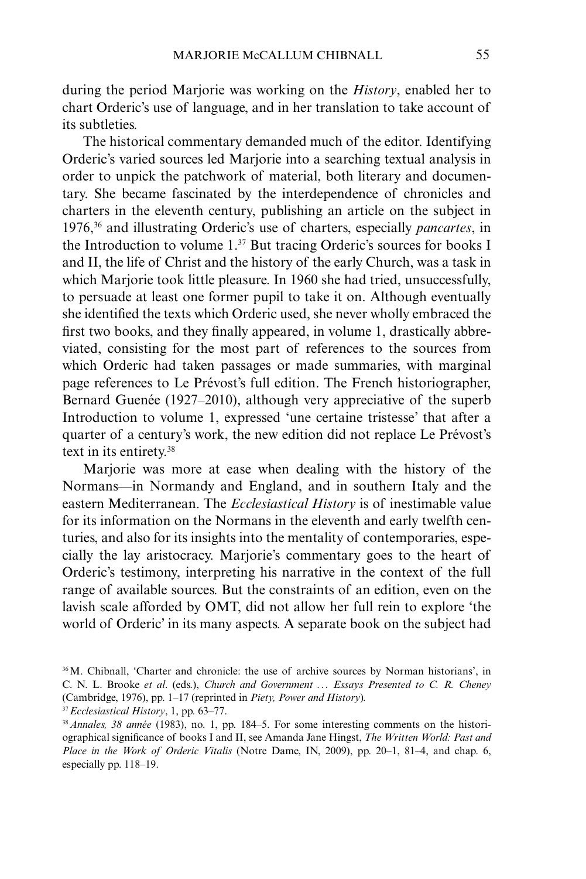during the period Marjorie was working on the *History*, enabled her to chart Orderic's use of language, and in her translation to take account of its subtleties.

The historical commentary demanded much of the editor. Identifying Orderic's varied sources led Marjorie into a searching textual analysis in order to unpick the patchwork of material, both literary and documentary. She became fascinated by the interdependence of chronicles and charters in the eleventh century, publishing an article on the subject in 1976,[36] and illustrating Orderic's use of charters, especially *pancartes*, in the Introduction to volume 1.[37] But tracing Orderic's sources for books I and II, the life of Christ and the history of the early Church, was a task in which Marjorie took little pleasure. In 1960 she had tried, unsuccessfully, to persuade at least one former pupil to take it on. Although eventually she identified the texts which Orderic used, she never wholly embraced the first two books, and they finally appeared, in volume 1, drastically abbreviated, consisting for the most part of references to the sources from which Orderic had taken passages or made summaries, with marginal page references to Le Prévost's full edition. The French historiographer, Bernard Guenée (1927–2010), although very appreciative of the superb Introduction to volume 1, expressed 'une certaine tristesse' that after a quarter of a century's work, the new edition did not replace Le Prévost's text in its entirety.[38]

Marjorie was more at ease when dealing with the history of the Normans—in Normandy and England, and in southern Italy and the eastern Mediterranean. The *Ecclesiastical History* is of inestimable value for its information on the Normans in the eleventh and early twelfth centuries, and also for its insights into the mentality of contemporaries, especially the lay aristocracy. Marjorie's commentary goes to the heart of Orderic's testimony, interpreting his narrative in the context of the full range of available sources. But the constraints of an edition, even on the lavish scale afforded by OMT, did not allow her full rein to explore 'the world of Orderic' in its many aspects. A separate book on the subject had

[36] M. Chibnall, 'Charter and chronicle: the use of archive sources by Norman historians', in C. N. L. Brooke *et al*. (eds.), *Church and Government … Essays Presented to C. R. Cheney* (Cambridge, 1976), pp. 1–17 (reprinted in *Piety, Power and History*).

[37] *Ecclesiastical History*, 1, pp. 63–77.

[38] *Annales, 38 année* (1983), no. 1, pp. 184–5. For some interesting comments on the historiographical significance of books I and II, see Amanda Jane Hingst, *The Written World: Past and Place in the Work of Orderic Vitalis* (Notre Dame, IN, 2009), pp. 20–1, 81–4, and chap. 6, especially pp. 118–19.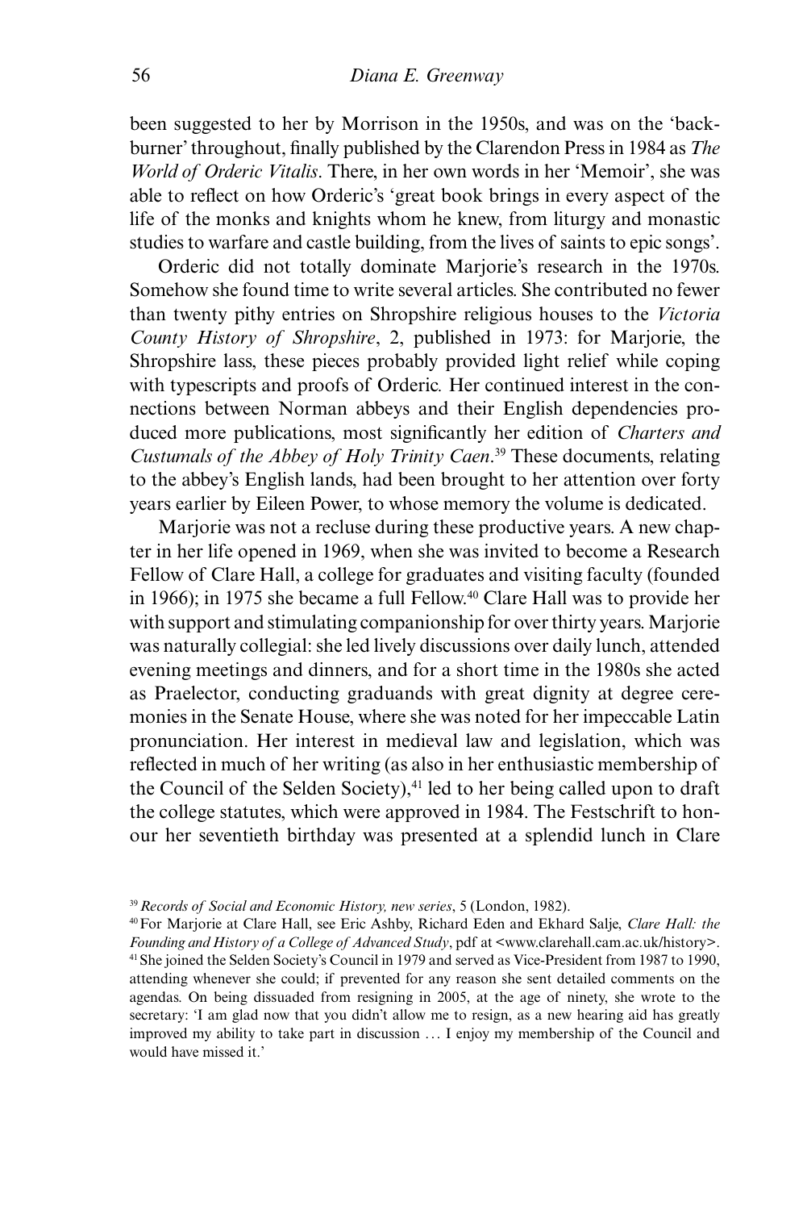been suggested to her by Morrison in the 1950s, and was on the 'back-burner' throughout, finally published by the Clarendon Press in 1984 as *The World of Orderic Vitalis*. There, in her own words in her 'Memoir', she was able to reflect on how Orderic's 'great book brings in every aspect of the life of the monks and knights whom he knew, from liturgy and monastic studies to warfare and castle building, from the lives of saints to epic songs'.

Orderic did not totally dominate Marjorie's research in the 1970s. Somehow she found time to write several articles. She contributed no fewer than twenty pithy entries on Shropshire religious houses to the *Victoria County History of Shropshire*, 2, published in 1973: for Marjorie, the Shropshire lass, these pieces probably provided light relief while coping with typescripts and proofs of Orderic. Her continued interest in the connections between Norman abbeys and their English dependencies produced more publications, most significantly her edition of *Charters and Custumals of the Abbey of Holy Trinity Caen*.[39] These documents, relating to the abbey's English lands, had been brought to her attention over forty years earlier by Eileen Power, to whose memory the volume is dedicated.

Marjorie was not a recluse during these productive years. A new chapter in her life opened in 1969, when she was invited to become a Research Fellow of Clare Hall, a college for graduates and visiting faculty (founded in 1966); in 1975 she became a full Fellow.[40] Clare Hall was to provide her with support and stimulating companionship for over thirty years. Marjorie was naturally collegial: she led lively discussions over daily lunch, attended evening meetings and dinners, and for a short time in the 1980s she acted as Praelector, conducting graduands with great dignity at degree ceremonies in the Senate House, where she was noted for her impeccable Latin pronunciation. Her interest in medieval law and legislation, which was reflected in much of her writing (as also in her enthusiastic membership of the Council of the Selden Society),[41] led to her being called upon to draft the college statutes, which were approved in 1984. The Festschrift to honour her seventieth birthday was presented at a splendid lunch in Clare

[39] *Records of Social and Economic History, new series*, 5 (London, 1982).

[40] For Marjorie at Clare Hall, see Eric Ashby, Richard Eden and Ekhard Salje, *Clare Hall: the Founding and History of a College of Advanced Study*, pdf at <www.clarehall.cam.ac.uk/history>.

[41] She joined the Selden Society's Council in 1979 and served as Vice-President from 1987 to 1990, attending whenever she could; if prevented for any reason she sent detailed comments on the agendas. On being dissuaded from resigning in 2005, at the age of ninety, she wrote to the secretary: 'I am glad now that you didn't allow me to resign, as a new hearing aid has greatly improved my ability to take part in discussion … I enjoy my membership of the Council and would have missed it.'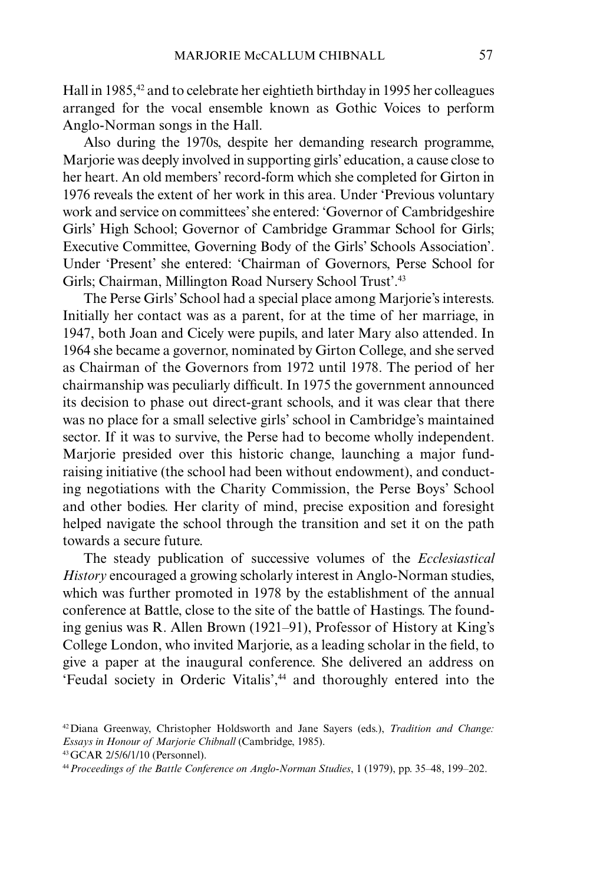Hall in 1985,[42] and to celebrate her eightieth birthday in 1995 her colleagues arranged for the vocal ensemble known as Gothic Voices to perform Anglo-Norman songs in the Hall.

Also during the 1970s, despite her demanding research programme, Marjorie was deeply involved in supporting girls' education, a cause close to her heart. An old members' record-form which she completed for Girton in 1976 reveals the extent of her work in this area. Under 'Previous voluntary work and service on committees' she entered: 'Governor of Cambridgeshire Girls' High School; Governor of Cambridge Grammar School for Girls; Executive Committee, Governing Body of the Girls' Schools Association'. Under 'Present' she entered: 'Chairman of Governors, Perse School for Girls; Chairman, Millington Road Nursery School Trust'.[43]

The Perse Girls' School had a special place among Marjorie's interests. Initially her contact was as a parent, for at the time of her marriage, in 1947, both Joan and Cicely were pupils, and later Mary also attended. In 1964 she became a governor, nominated by Girton College, and she served as Chairman of the Governors from 1972 until 1978. The period of her chairmanship was peculiarly difficult. In 1975 the government announced its decision to phase out direct-grant schools, and it was clear that there was no place for a small selective girls' school in Cambridge's maintained sector. If it was to survive, the Perse had to become wholly independent. Marjorie presided over this historic change, launching a major fund-raising initiative (the school had been without endowment), and conducting negotiations with the Charity Commission, the Perse Boys' School and other bodies. Her clarity of mind, precise exposition and foresight helped navigate the school through the transition and set it on the path towards a secure future.

The steady publication of successive volumes of the *Ecclesiastical History* encouraged a growing scholarly interest in Anglo-Norman studies, which was further promoted in 1978 by the establishment of the annual conference at Battle, close to the site of the battle of Hastings. The founding genius was R. Allen Brown (1921–91), Professor of History at King's College London, who invited Marjorie, as a leading scholar in the field, to give a paper at the inaugural conference. She delivered an address on 'Feudal society in Orderic Vitalis',[44] and thoroughly entered into the

[42] Diana Greenway, Christopher Holdsworth and Jane Sayers (eds.), *Tradition and Change: Essays in Honour of Marjorie Chibnall* (Cambridge, 1985).

[43] GCAR 2/5/6/1/10 (Personnel).

[44] *Proceedings of the Battle Conference on Anglo-Norman Studies*, 1 (1979), pp. 35–48, 199–202.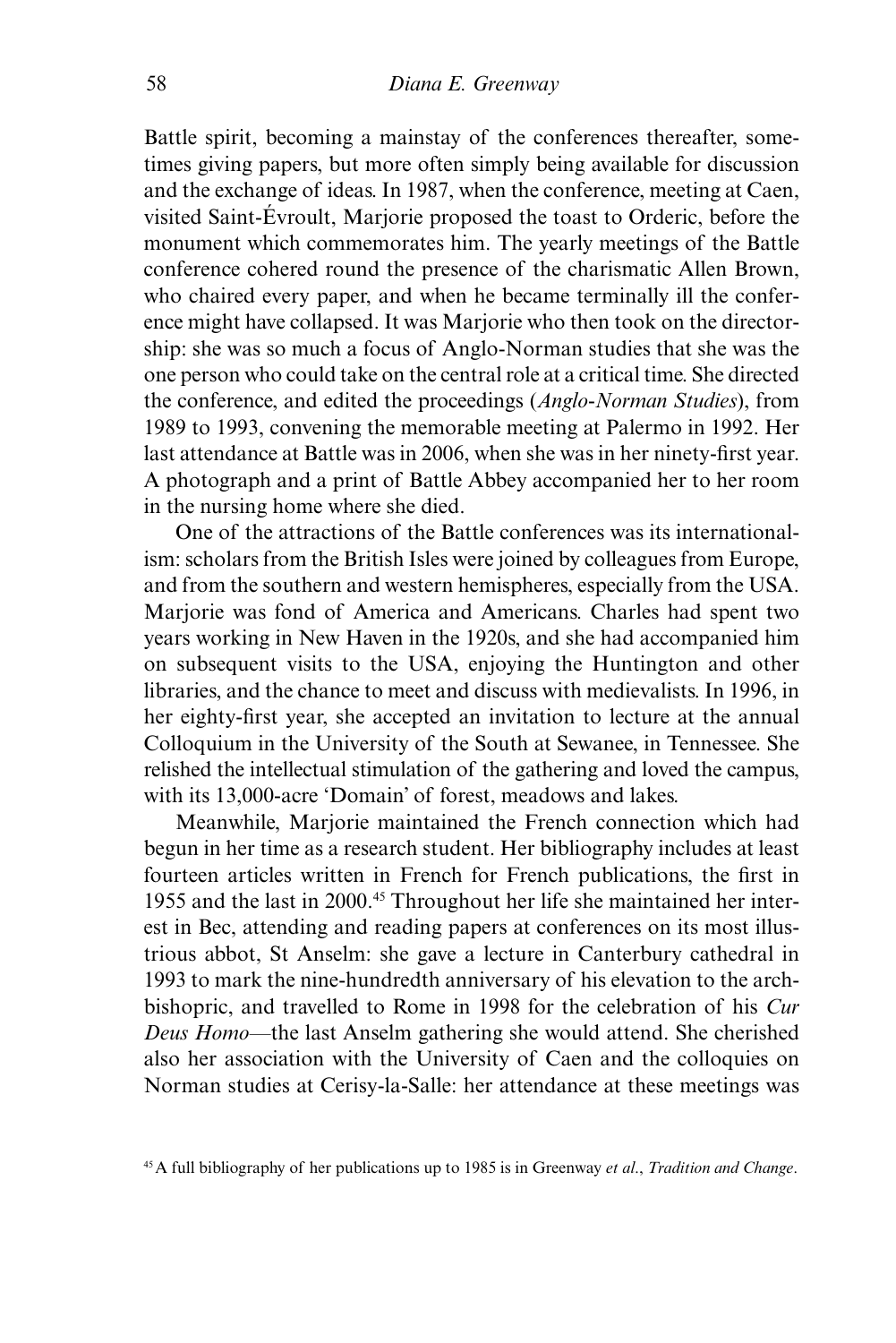Battle spirit, becoming a mainstay of the conferences thereafter, sometimes giving papers, but more often simply being available for discussion and the exchange of ideas. In 1987, when the conference, meeting at Caen, visited Saint-Évroult, Marjorie proposed the toast to Orderic, before the monument which commemorates him. The yearly meetings of the Battle conference cohered round the presence of the charismatic Allen Brown, who chaired every paper, and when he became terminally ill the conference might have collapsed. It was Marjorie who then took on the directorship: she was so much a focus of Anglo-Norman studies that she was the one person who could take on the central role at a critical time. She directed the conference, and edited the proceedings (*Anglo-Norman Studies*), from 1989 to 1993, convening the memorable meeting at Palermo in 1992. Her last attendance at Battle was in 2006, when she was in her ninety-first year. A photograph and a print of Battle Abbey accompanied her to her room in the nursing home where she died.

One of the attractions of the Battle conferences was its internationalism: scholars from the British Isles were joined by colleagues from Europe, and from the southern and western hemispheres, especially from the USA. Marjorie was fond of America and Americans. Charles had spent two years working in New Haven in the 1920s, and she had accompanied him on subsequent visits to the USA, enjoying the Huntington and other libraries, and the chance to meet and discuss with medievalists. In 1996, in her eighty-first year, she accepted an invitation to lecture at the annual Colloquium in the University of the South at Sewanee, in Tennessee. She relished the intellectual stimulation of the gathering and loved the campus, with its 13,000-acre 'Domain' of forest, meadows and lakes.

Meanwhile, Marjorie maintained the French connection which had begun in her time as a research student. Her bibliography includes at least fourteen articles written in French for French publications, the first in 1955 and the last in 2000.[45] Throughout her life she maintained her interest in Bec, attending and reading papers at conferences on its most illustrious abbot, St Anselm: she gave a lecture in Canterbury cathedral in 1993 to mark the nine-hundredth anniversary of his elevation to the archbishopric, and travelled to Rome in 1998 for the celebration of his *Cur Deus Homo*—the last Anselm gathering she would attend. She cherished also her association with the University of Caen and the colloquies on Norman studies at Cerisy-la-Salle: her attendance at these meetings was

[45] A full bibliography of her publications up to 1985 is in Greenway *et al*., *Tradition and Change*.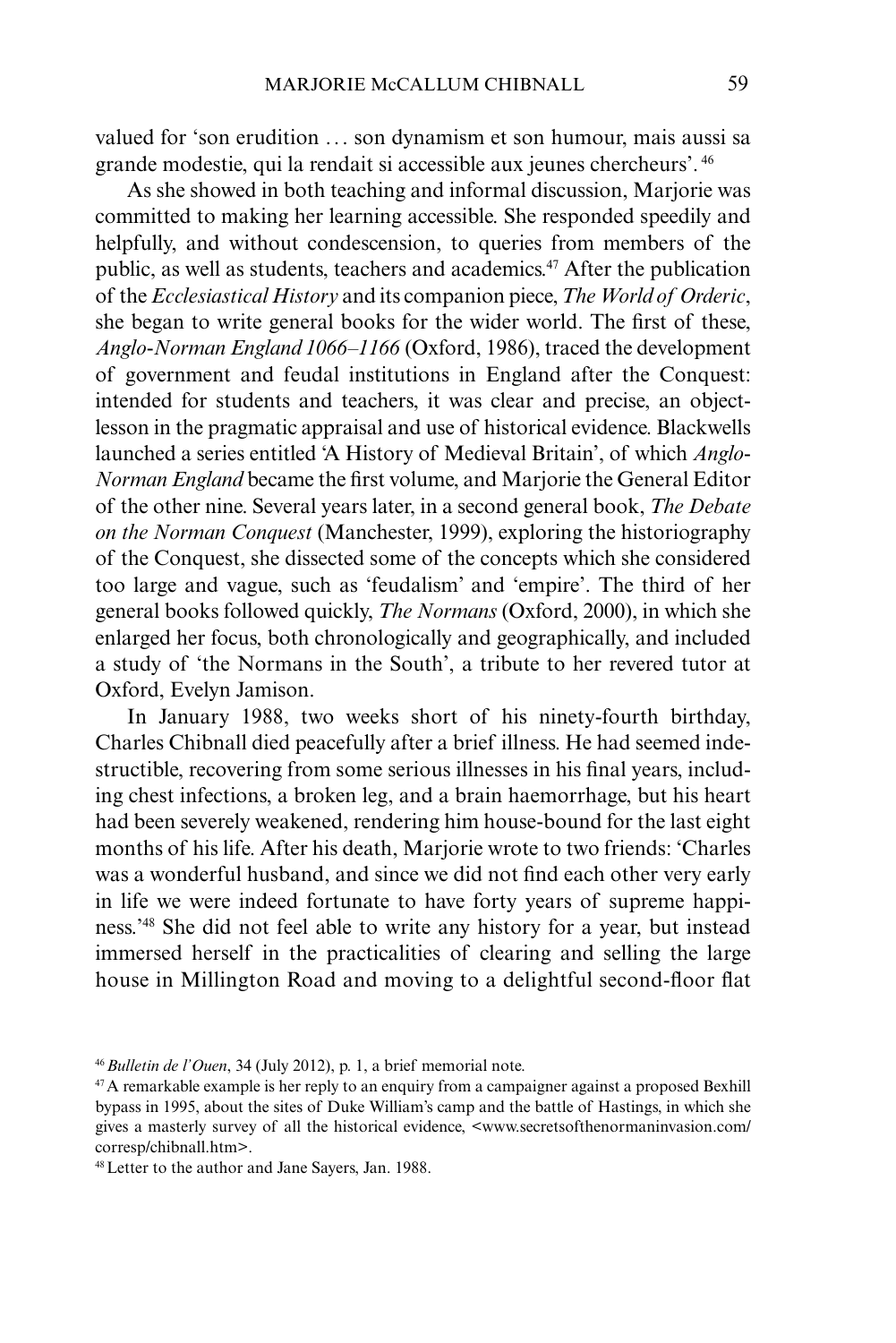valued for 'son erudition … son dynamism et son humour, mais aussi sa grande modestie, qui la rendait si accessible aux jeunes chercheurs'.[46]

As she showed in both teaching and informal discussion, Marjorie was committed to making her learning accessible. She responded speedily and helpfully, and without condescension, to queries from members of the public, as well as students, teachers and academics.[47] After the publication of the *Ecclesiastical History* and its companion piece, *The World of Orderic*, she began to write general books for the wider world. The first of these, *Anglo-Norman England 1066–1166* (Oxford, 1986), traced the development of government and feudal institutions in England after the Conquest: intended for students and teachers, it was clear and precise, an object-lesson in the pragmatic appraisal and use of historical evidence. Blackwells launched a series entitled 'A History of Medieval Britain', of which *Anglo-Norman England* became the first volume, and Marjorie the General Editor of the other nine. Several years later, in a second general book, *The Debate on the Norman Conquest* (Manchester, 1999), exploring the historiography of the Conquest, she dissected some of the concepts which she considered too large and vague, such as 'feudalism' and 'empire'. The third of her general books followed quickly, *The Normans* (Oxford, 2000), in which she enlarged her focus, both chronologically and geographically, and included a study of 'the Normans in the South', a tribute to her revered tutor at Oxford, Evelyn Jamison.

In January 1988, two weeks short of his ninety-fourth birthday, Charles Chibnall died peacefully after a brief illness. He had seemed indestructible, recovering from some serious illnesses in his final years, including chest infections, a broken leg, and a brain haemorrhage, but his heart had been severely weakened, rendering him house-bound for the last eight months of his life. After his death, Marjorie wrote to two friends: 'Charles was a wonderful husband, and since we did not find each other very early in life we were indeed fortunate to have forty years of supreme happiness.'[48] She did not feel able to write any history for a year, but instead immersed herself in the practicalities of clearing and selling the large house in Millington Road and moving to a delightful second-floor flat

[46] *Bulletin de l'Ouen*, 34 (July 2012), p. 1, a brief memorial note.

[47] A remarkable example is her reply to an enquiry from a campaigner against a proposed Bexhill bypass in 1995, about the sites of Duke William's camp and the battle of Hastings, in which she gives a masterly survey of all the historical evidence, <www.secretsofthenormaninvasion.com/corresp/chibnall.htm>.

[48] Letter to the author and Jane Sayers, Jan. 1988.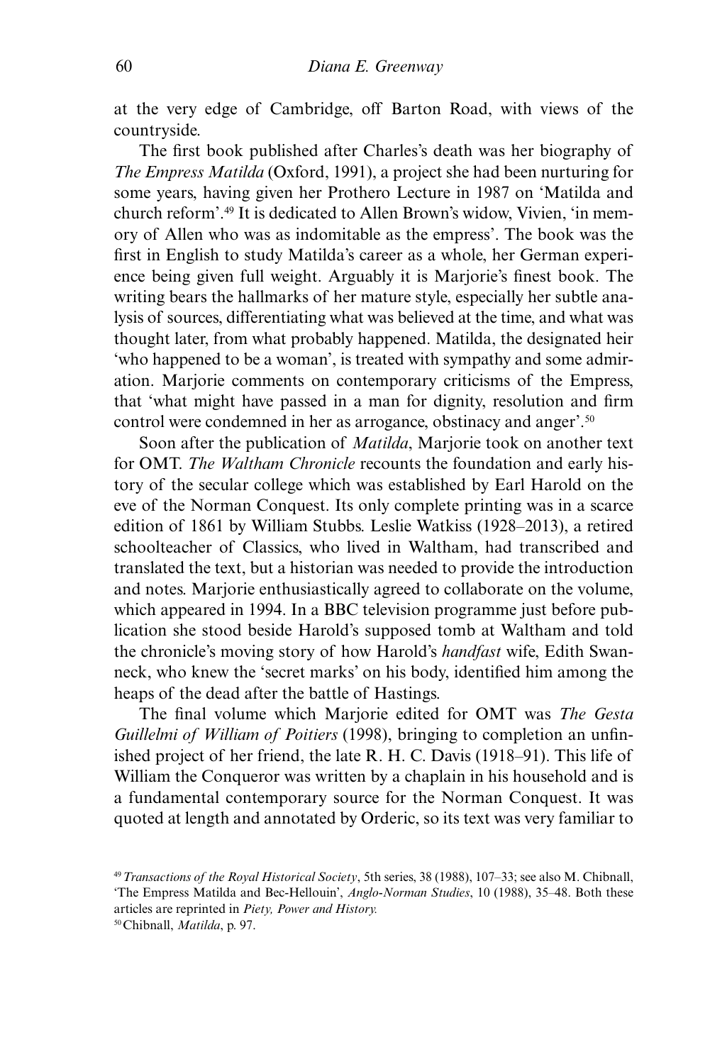at the very edge of Cambridge, off Barton Road, with views of the countryside.

The first book published after Charles's death was her biography of *The Empress Matilda* (Oxford, 1991), a project she had been nurturing for some years, having given her Prothero Lecture in 1987 on 'Matilda and church reform'.[49] It is dedicated to Allen Brown's widow, Vivien, 'in memory of Allen who was as indomitable as the empress'. The book was the first in English to study Matilda's career as a whole, her German experience being given full weight. Arguably it is Marjorie's finest book. The writing bears the hallmarks of her mature style, especially her subtle analysis of sources, differentiating what was believed at the time, and what was thought later, from what probably happened. Matilda, the designated heir 'who happened to be a woman', is treated with sympathy and some admiration. Marjorie comments on contemporary criticisms of the Empress, that 'what might have passed in a man for dignity, resolution and firm control were condemned in her as arrogance, obstinacy and anger'.[50]

Soon after the publication of *Matilda*, Marjorie took on another text for OMT. *The Waltham Chronicle* recounts the foundation and early history of the secular college which was established by Earl Harold on the eve of the Norman Conquest. Its only complete printing was in a scarce edition of 1861 by William Stubbs. Leslie Watkiss (1928–2013), a retired schoolteacher of Classics, who lived in Waltham, had transcribed and translated the text, but a historian was needed to provide the introduction and notes. Marjorie enthusiastically agreed to collaborate on the volume, which appeared in 1994. In a BBC television programme just before publication she stood beside Harold's supposed tomb at Waltham and told the chronicle's moving story of how Harold's *handfast* wife, Edith Swanneck, who knew the 'secret marks' on his body, identified him among the heaps of the dead after the battle of Hastings.

The final volume which Marjorie edited for OMT was *The Gesta Guillelmi of William of Poitiers* (1998), bringing to completion an unfinished project of her friend, the late R. H. C. Davis (1918–91). This life of William the Conqueror was written by a chaplain in his household and is a fundamental contemporary source for the Norman Conquest. It was quoted at length and annotated by Orderic, so its text was very familiar to

[49] *Transactions of the Royal Historical Society*, 5th series, 38 (1988), 107–33; see also M. Chibnall, 'The Empress Matilda and Bec-Hellouin', *Anglo-Norman Studies*, 10 (1988), 35–48. Both these articles are reprinted in *Piety, Power and History.*

[50] Chibnall, *Matilda*, p. 97.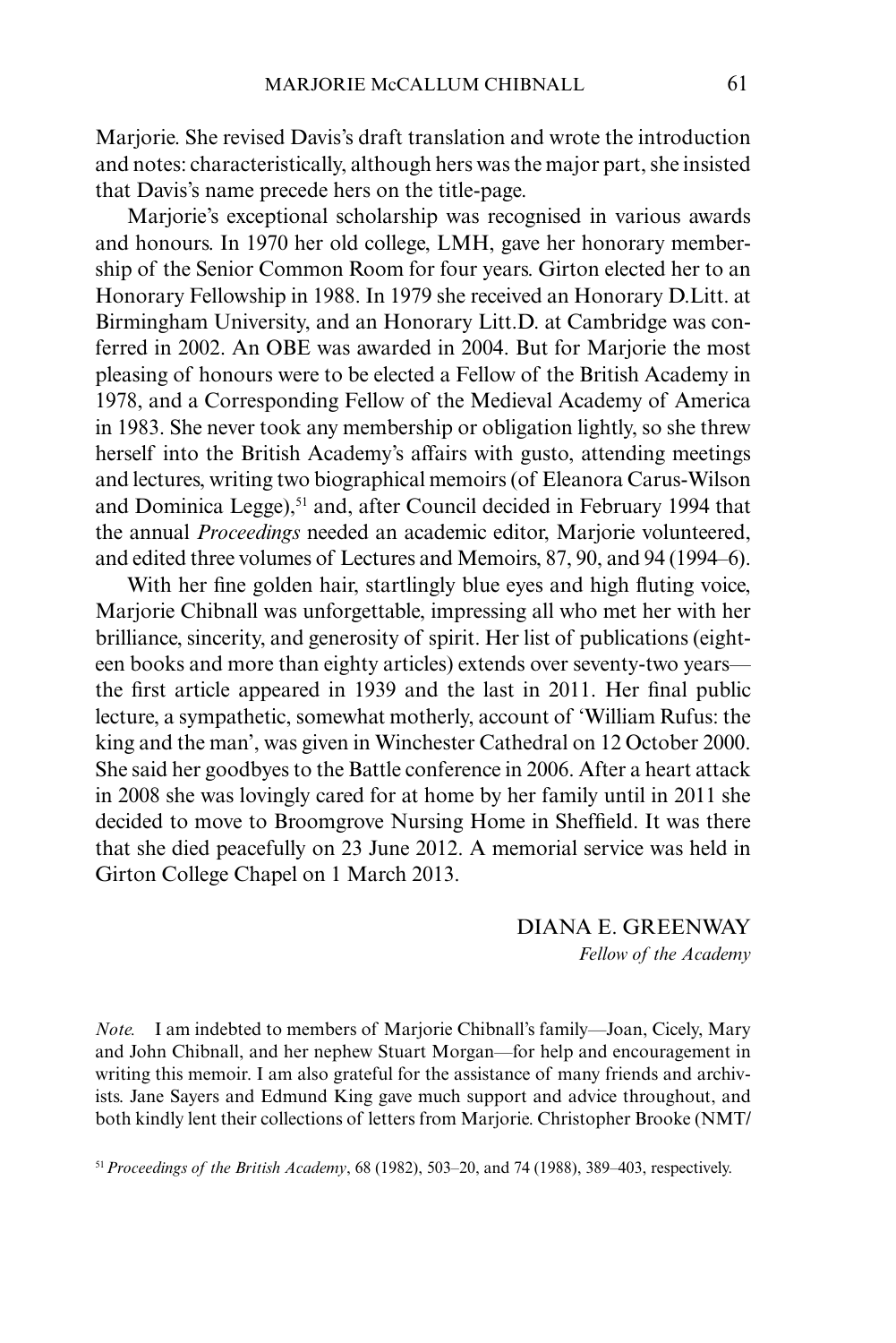Marjorie. She revised Davis's draft translation and wrote the introduction and notes: characteristically, although hers was the major part, she insisted that Davis's name precede hers on the title-page.

Marjorie's exceptional scholarship was recognised in various awards and honours. In 1970 her old college, LMH, gave her honorary membership of the Senior Common Room for four years. Girton elected her to an Honorary Fellowship in 1988. In 1979 she received an Honorary D.Litt. at Birmingham University, and an Honorary Litt.D. at Cambridge was conferred in 2002. An OBE was awarded in 2004. But for Marjorie the most pleasing of honours were to be elected a Fellow of the British Academy in 1978, and a Corresponding Fellow of the Medieval Academy of America in 1983. She never took any membership or obligation lightly, so she threw herself into the British Academy's affairs with gusto, attending meetings and lectures, writing two biographical memoirs (of Eleanora Carus-Wilson and Dominica Legge),[51] and, after Council decided in February 1994 that the annual *Proceedings* needed an academic editor, Marjorie volunteered, and edited three volumes of Lectures and Memoirs, 87, 90, and 94 (1994–6).

With her fine golden hair, startlingly blue eyes and high fluting voice, Marjorie Chibnall was unforgettable, impressing all who met her with her brilliance, sincerity, and generosity of spirit. Her list of publications (eighteen books and more than eighty articles) extends over seventy-two years—the first article appeared in 1939 and the last in 2011. Her final public lecture, a sympathetic, somewhat motherly, account of 'William Rufus: the king and the man', was given in Winchester Cathedral on 12 October 2000. She said her goodbyes to the Battle conference in 2006. After a heart attack in 2008 she was lovingly cared for at home by her family until in 2011 she decided to move to Broomgrove Nursing Home in Sheffield. It was there that she died peacefully on 23 June 2012. A memorial service was held in Girton College Chapel on 1 March 2013.

DIANA E. GREENWAY
*Fellow of the Academy*

*Note.* I am indebted to members of Marjorie Chibnall's family—Joan, Cicely, Mary and John Chibnall, and her nephew Stuart Morgan—for help and encouragement in writing this memoir. I am also grateful for the assistance of many friends and archivists. Jane Sayers and Edmund King gave much support and advice throughout, and both kindly lent their collections of letters from Marjorie. Christopher Brooke (NMT/

[51] *Proceedings of the British Academy*, 68 (1982), 503–20, and 74 (1988), 389–403, respectively.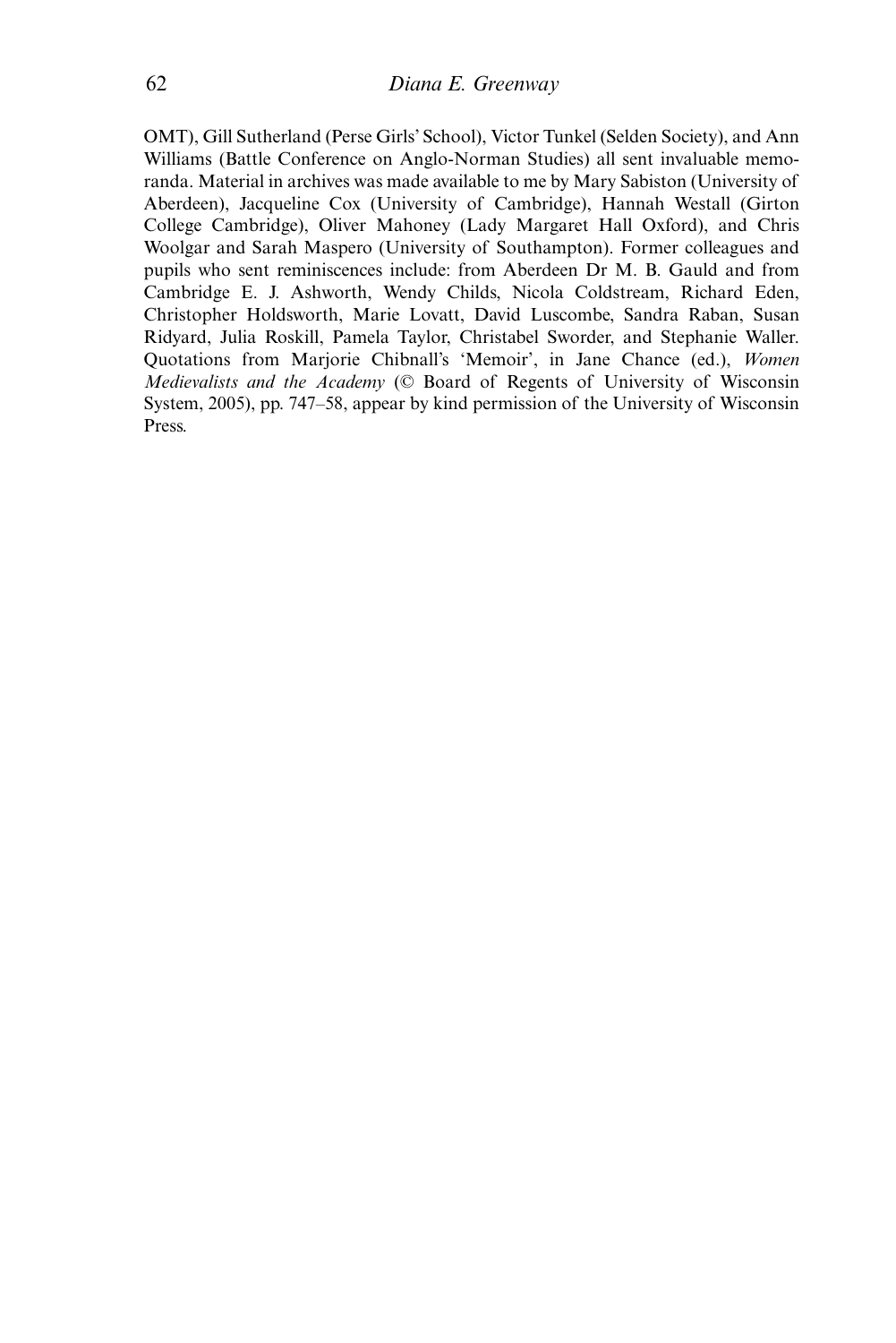OMT), Gill Sutherland (Perse Girls' School), Victor Tunkel (Selden Society), and Ann Williams (Battle Conference on Anglo-Norman Studies) all sent invaluable memoranda. Material in archives was made available to me by Mary Sabiston (University of Aberdeen), Jacqueline Cox (University of Cambridge), Hannah Westall (Girton College Cambridge), Oliver Mahoney (Lady Margaret Hall Oxford), and Chris Woolgar and Sarah Maspero (University of Southampton). Former colleagues and pupils who sent reminiscences include: from Aberdeen Dr M. B. Gauld and from Cambridge E. J. Ashworth, Wendy Childs, Nicola Coldstream, Richard Eden, Christopher Holdsworth, Marie Lovatt, David Luscombe, Sandra Raban, Susan Ridyard, Julia Roskill, Pamela Taylor, Christabel Sworder, and Stephanie Waller. Quotations from Marjorie Chibnall's 'Memoir', in Jane Chance (ed.), *Women Medievalists and the Academy* (© Board of Regents of University of Wisconsin System, 2005), pp. 747–58, appear by kind permission of the University of Wisconsin Press.